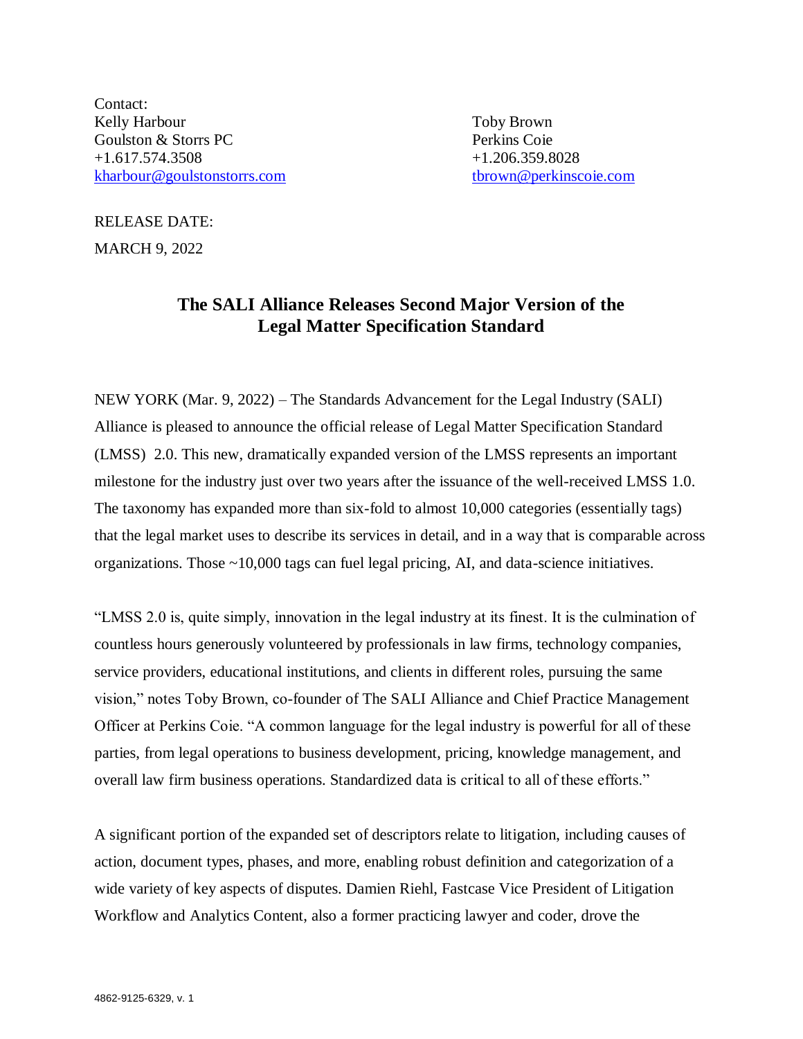Contact:

Kelly Harbour
Goulston & Storrs PC
+1.617.574.3508
kharbour@goulstonstorrs.com

Toby Brown
Perkins Coie
+1.206.359.8028
tbrown@perkinscoie.com

RELEASE DATE:

MARCH 9, 2022

# The SALI Alliance Releases Second Major Version of the Legal Matter Specification Standard

NEW YORK (Mar. 9, 2022) – The Standards Advancement for the Legal Industry (SALI) Alliance is pleased to announce the official release of Legal Matter Specification Standard (LMSS) 2.0. This new, dramatically expanded version of the LMSS represents an important milestone for the industry just over two years after the issuance of the well-received LMSS 1.0. The taxonomy has expanded more than six-fold to almost 10,000 categories (essentially tags) that the legal market uses to describe its services in detail, and in a way that is comparable across organizations. Those ~10,000 tags can fuel legal pricing, AI, and data-science initiatives.

"LMSS 2.0 is, quite simply, innovation in the legal industry at its finest. It is the culmination of countless hours generously volunteered by professionals in law firms, technology companies, service providers, educational institutions, and clients in different roles, pursuing the same vision," notes Toby Brown, co-founder of The SALI Alliance and Chief Practice Management Officer at Perkins Coie. "A common language for the legal industry is powerful for all of these parties, from legal operations to business development, pricing, knowledge management, and overall law firm business operations. Standardized data is critical to all of these efforts."

A significant portion of the expanded set of descriptors relate to litigation, including causes of action, document types, phases, and more, enabling robust definition and categorization of a wide variety of key aspects of disputes. Damien Riehl, Fastcase Vice President of Litigation Workflow and Analytics Content, also a former practicing lawyer and coder, drove the

4862-9125-6329, v. 1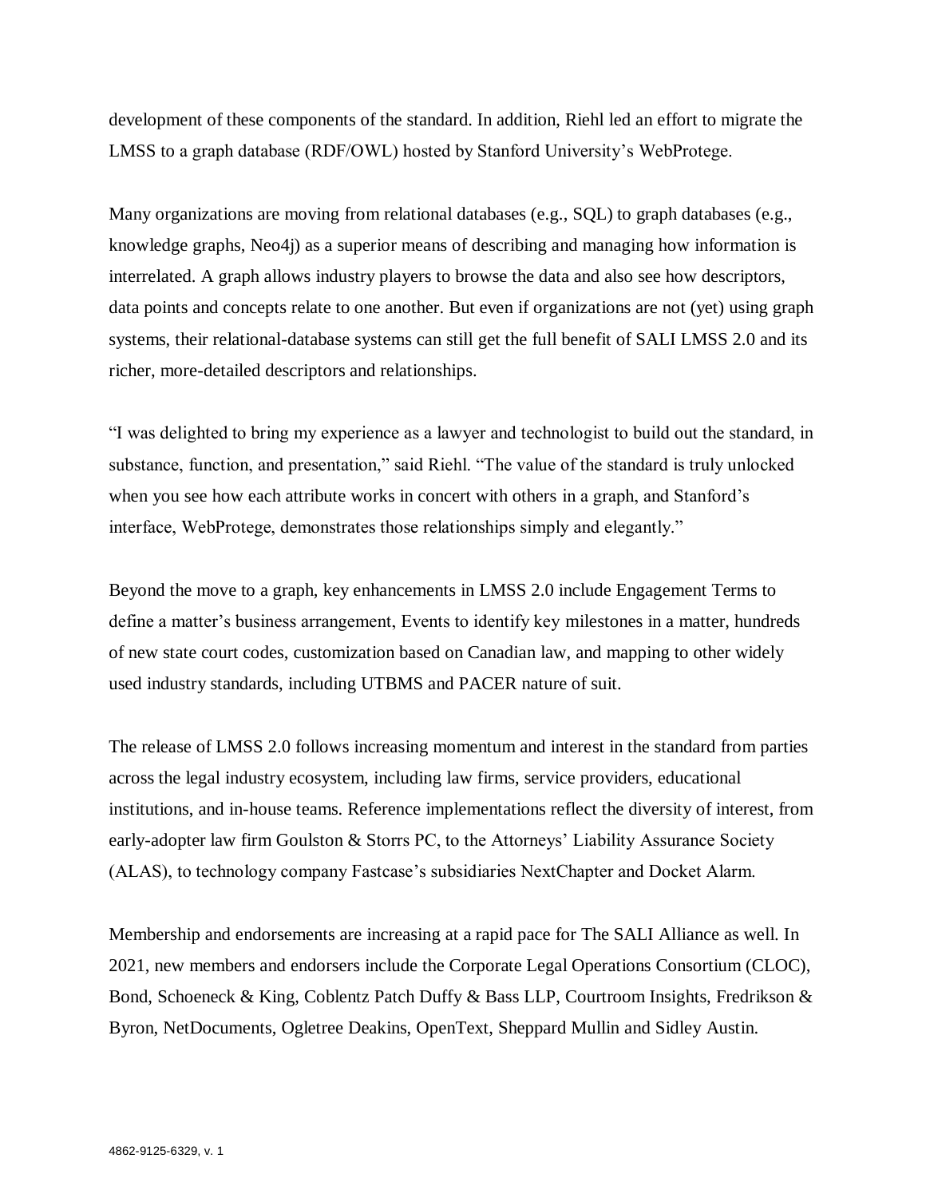development of these components of the standard. In addition, Riehl led an effort to migrate the LMSS to a graph database (RDF/OWL) hosted by Stanford University's WebProtege.

Many organizations are moving from relational databases (e.g., SQL) to graph databases (e.g., knowledge graphs, Neo4j) as a superior means of describing and managing how information is interrelated. A graph allows industry players to browse the data and also see how descriptors, data points and concepts relate to one another. But even if organizations are not (yet) using graph systems, their relational-database systems can still get the full benefit of SALI LMSS 2.0 and its richer, more-detailed descriptors and relationships.

"I was delighted to bring my experience as a lawyer and technologist to build out the standard, in substance, function, and presentation," said Riehl. "The value of the standard is truly unlocked when you see how each attribute works in concert with others in a graph, and Stanford's interface, WebProtege, demonstrates those relationships simply and elegantly."

Beyond the move to a graph, key enhancements in LMSS 2.0 include Engagement Terms to define a matter's business arrangement, Events to identify key milestones in a matter, hundreds of new state court codes, customization based on Canadian law, and mapping to other widely used industry standards, including UTBMS and PACER nature of suit.

The release of LMSS 2.0 follows increasing momentum and interest in the standard from parties across the legal industry ecosystem, including law firms, service providers, educational institutions, and in-house teams. Reference implementations reflect the diversity of interest, from early-adopter law firm Goulston & Storrs PC, to the Attorneys' Liability Assurance Society (ALAS), to technology company Fastcase's subsidiaries NextChapter and Docket Alarm.

Membership and endorsements are increasing at a rapid pace for The SALI Alliance as well. In 2021, new members and endorsers include the Corporate Legal Operations Consortium (CLOC), Bond, Schoeneck & King, Coblentz Patch Duffy & Bass LLP, Courtroom Insights, Fredrikson & Byron, NetDocuments, Ogletree Deakins, OpenText, Sheppard Mullin and Sidley Austin.

4862-9125-6329, v. 1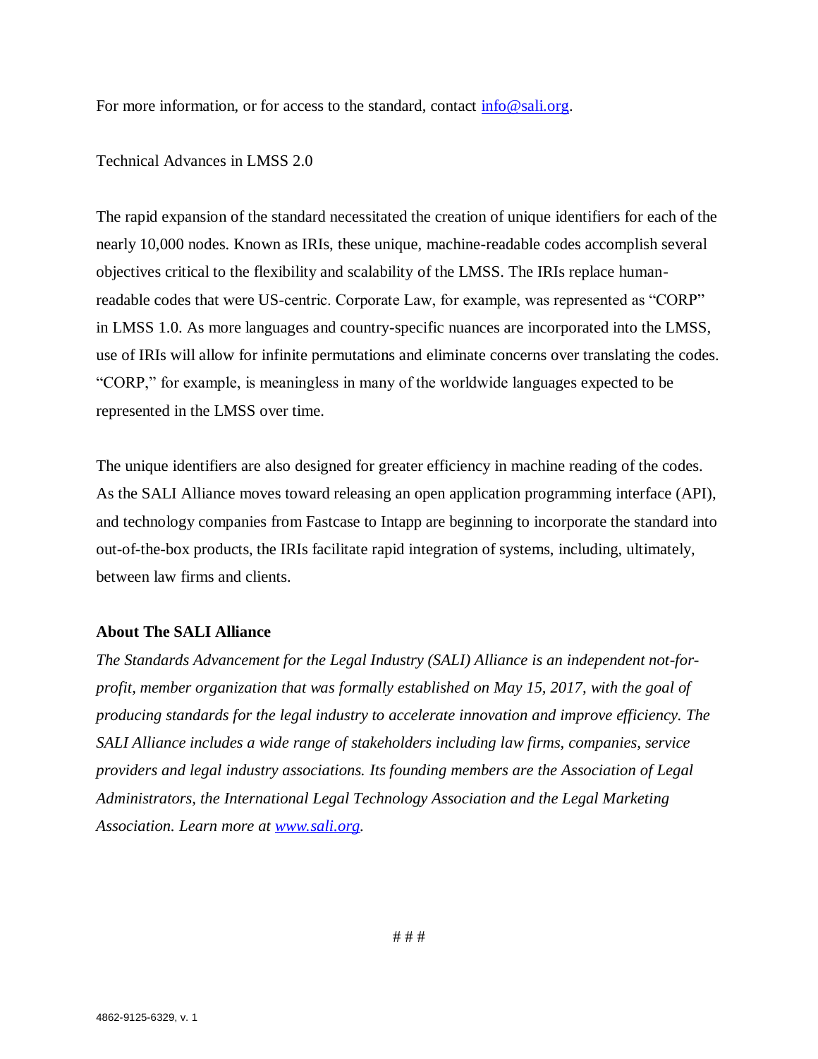For more information, or for access to the standard, contact info@sali.org.

Technical Advances in LMSS 2.0

The rapid expansion of the standard necessitated the creation of unique identifiers for each of the nearly 10,000 nodes. Known as IRIs, these unique, machine-readable codes accomplish several objectives critical to the flexibility and scalability of the LMSS. The IRIs replace human-readable codes that were US-centric. Corporate Law, for example, was represented as "CORP" in LMSS 1.0. As more languages and country-specific nuances are incorporated into the LMSS, use of IRIs will allow for infinite permutations and eliminate concerns over translating the codes. "CORP," for example, is meaningless in many of the worldwide languages expected to be represented in the LMSS over time.

The unique identifiers are also designed for greater efficiency in machine reading of the codes. As the SALI Alliance moves toward releasing an open application programming interface (API), and technology companies from Fastcase to Intapp are beginning to incorporate the standard into out-of-the-box products, the IRIs facilitate rapid integration of systems, including, ultimately, between law firms and clients.

**About The SALI Alliance**

*The Standards Advancement for the Legal Industry (SALI) Alliance is an independent not-for-profit, member organization that was formally established on May 15, 2017, with the goal of producing standards for the legal industry to accelerate innovation and improve efficiency. The SALI Alliance includes a wide range of stakeholders including law firms, companies, service providers and legal industry associations. Its founding members are the Association of Legal Administrators, the International Legal Technology Association and the Legal Marketing Association. Learn more at www.sali.org.*

# # #

4862-9125-6329, v. 1